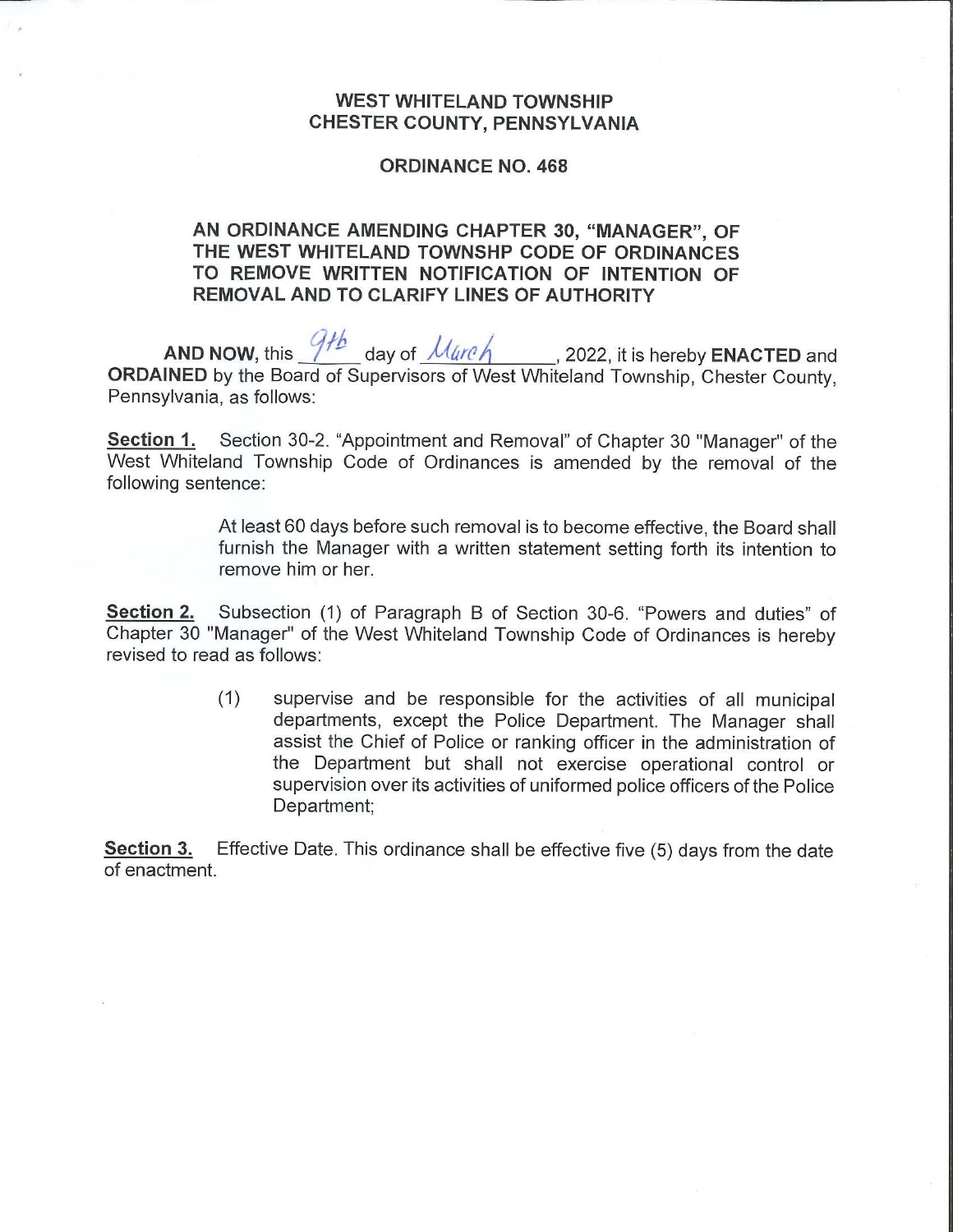# WEST WHITELAND TOWNSHIP
# CHESTER COUNTY, PENNSYLVANIA

## ORDINANCE NO. 468

**AN ORDINANCE AMENDING CHAPTER 30, "MANAGER", OF THE WEST WHITELAND TOWNSHP CODE OF ORDINANCES TO REMOVE WRITTEN NOTIFICATION OF INTENTION OF REMOVAL AND TO CLARIFY LINES OF AUTHORITY**

**AND NOW,** this 9th day of March, 2022, it is hereby **ENACTED** and **ORDAINED** by the Board of Supervisors of West Whiteland Township, Chester County, Pennsylvania, as follows:

**Section 1.** Section 30-2. "Appointment and Removal" of Chapter 30 "Manager" of the West Whiteland Township Code of Ordinances is amended by the removal of the following sentence:

> At least 60 days before such removal is to become effective, the Board shall furnish the Manager with a written statement setting forth its intention to remove him or her.

**Section 2.** Subsection (1) of Paragraph B of Section 30-6. "Powers and duties" of Chapter 30 "Manager" of the West Whiteland Township Code of Ordinances is hereby revised to read as follows:

> (1) supervise and be responsible for the activities of all municipal departments, except the Police Department. The Manager shall assist the Chief of Police or ranking officer in the administration of the Department but shall not exercise operational control or supervision over its activities of uniformed police officers of the Police Department;

**Section 3.** Effective Date. This ordinance shall be effective five (5) days from the date of enactment.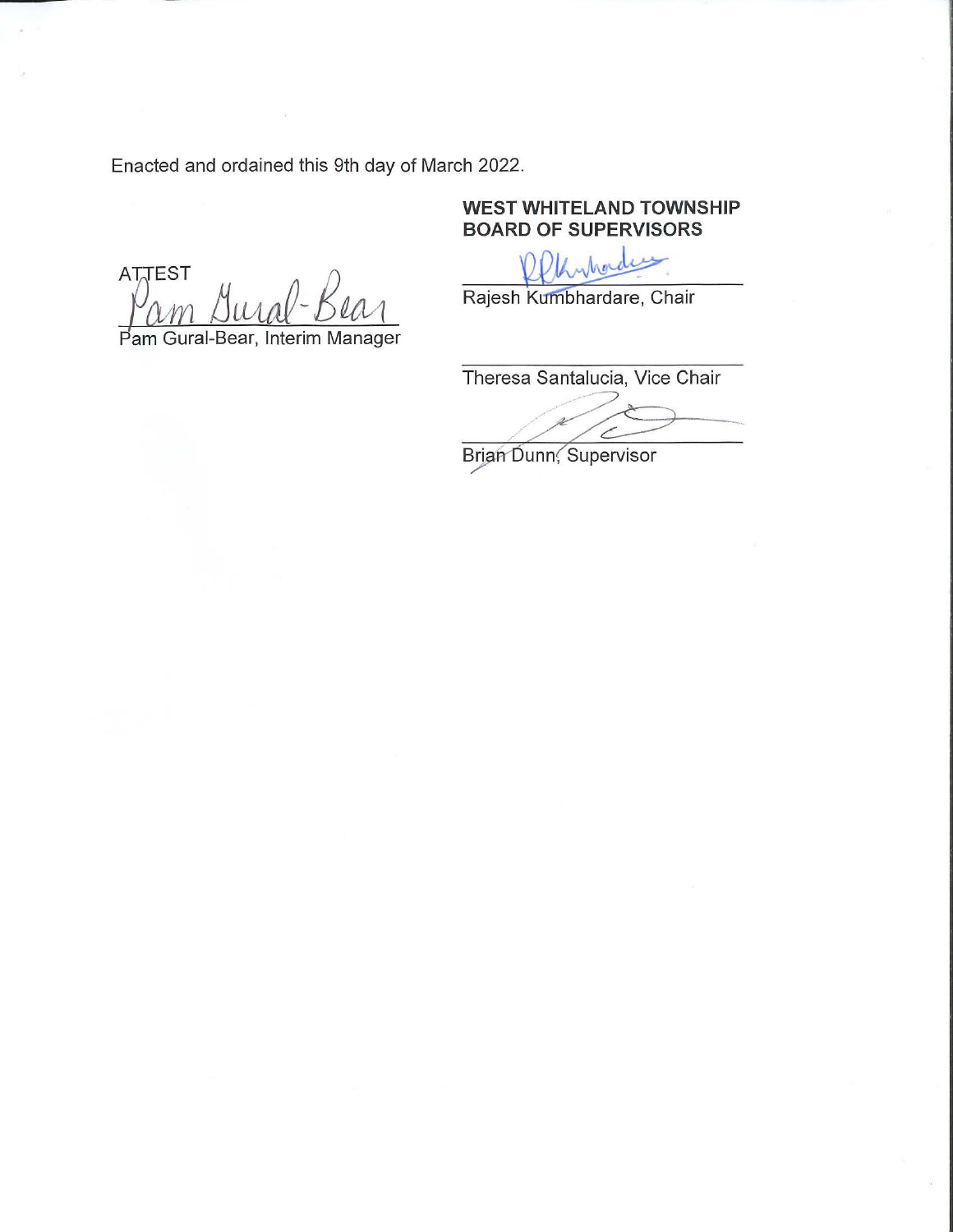Enacted and ordained this 9th day of March 2022.

**WEST WHITELAND TOWNSHIP**
**BOARD OF SUPERVISORS**

ATTEST

Pam Gural-Bear

Pam Gural-Bear, Interim Manager

Rajesh Kumbhardare, Chair

Theresa Santalucia, Vice Chair

Brian Dunn, Supervisor